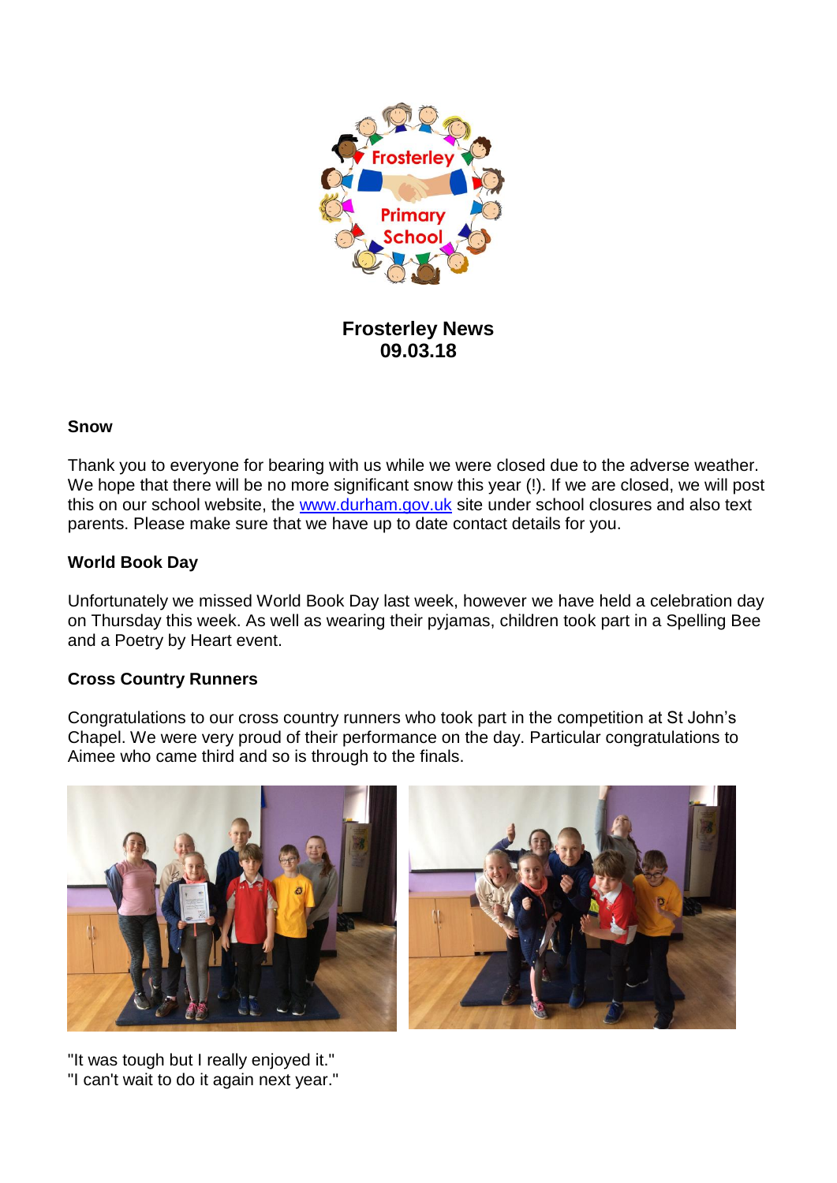# Frosterley News
## 09.03.18

### Snow

Thank you to everyone for bearing with us while we were closed due to the adverse weather. We hope that there will be no more significant snow this year (!). If we are closed, we will post this on our school website, the [www.durham.gov.uk](http://www.durham.gov.uk) site under school closures and also text parents. Please make sure that we have up to date contact details for you.

### World Book Day

Unfortunately we missed World Book Day last week, however we have held a celebration day on Thursday this week. As well as wearing their pyjamas, children took part in a Spelling Bee and a Poetry by Heart event.

### Cross Country Runners

Congratulations to our cross country runners who took part in the competition at St John's Chapel. We were very proud of their performance on the day. Particular congratulations to Aimee who came third and so is through to the finals.

"It was tough but I really enjoyed it."
"I can't wait to do it again next year."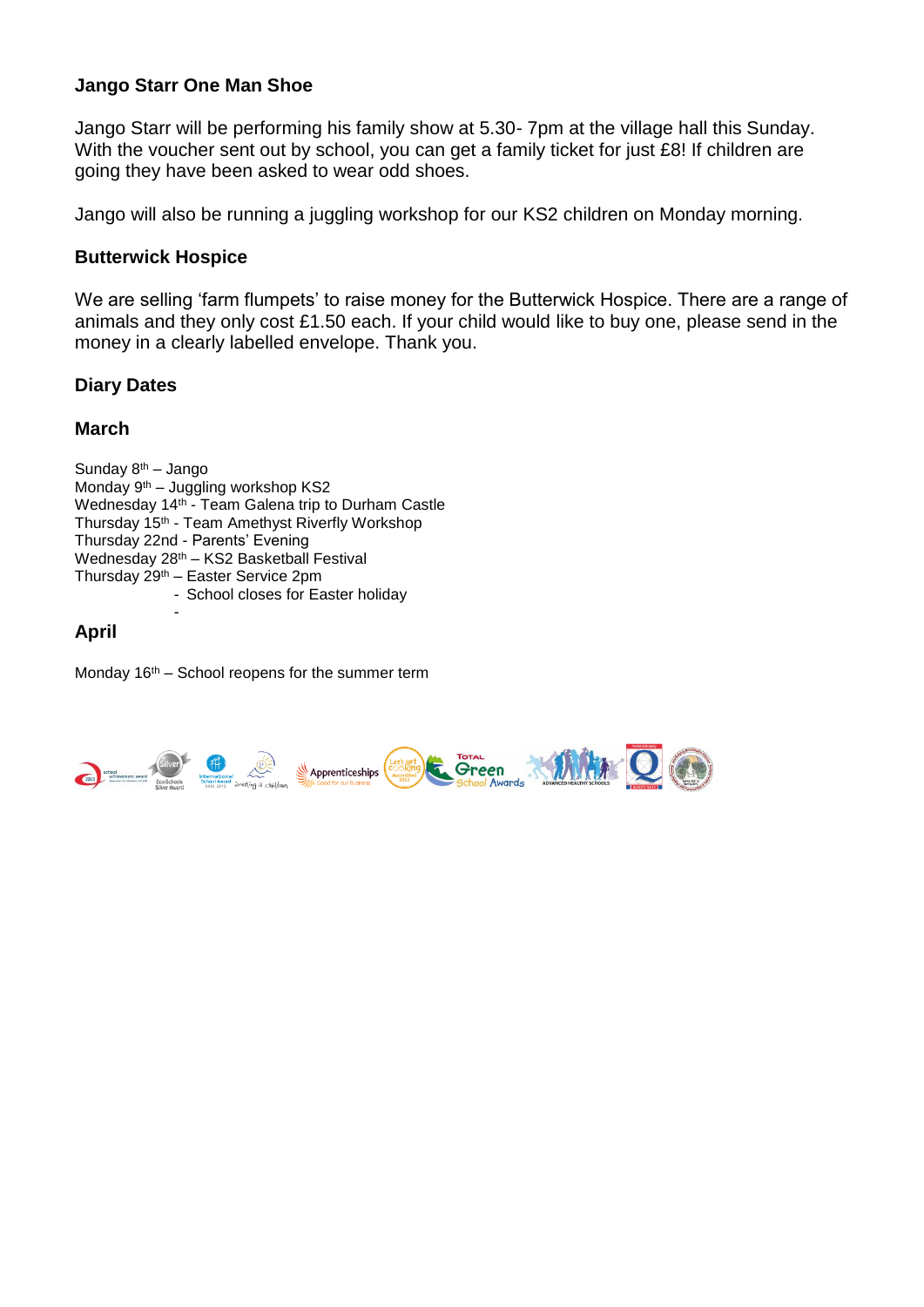**Jango Starr One Man Shoe**

Jango Starr will be performing his family show at 5.30- 7pm at the village hall this Sunday. With the voucher sent out by school, you can get a family ticket for just £8! If children are going they have been asked to wear odd shoes.

Jango will also be running a juggling workshop for our KS2 children on Monday morning.

**Butterwick Hospice**

We are selling 'farm flumpets' to raise money for the Butterwick Hospice. There are a range of animals and they only cost £1.50 each. If your child would like to buy one, please send in the money in a clearly labelled envelope. Thank you.

**Diary Dates**

**March**

Sunday 8th – Jango
Monday 9th – Juggling workshop KS2
Wednesday 14th - Team Galena trip to Durham Castle
Thursday 15th - Team Amethyst Riverfly Workshop
Thursday 22nd - Parents' Evening
Wednesday 28th – KS2 Basketball Festival
Thursday 29th – Easter Service 2pm
- School closes for Easter holiday

**April**

Monday 16th – School reopens for the summer term